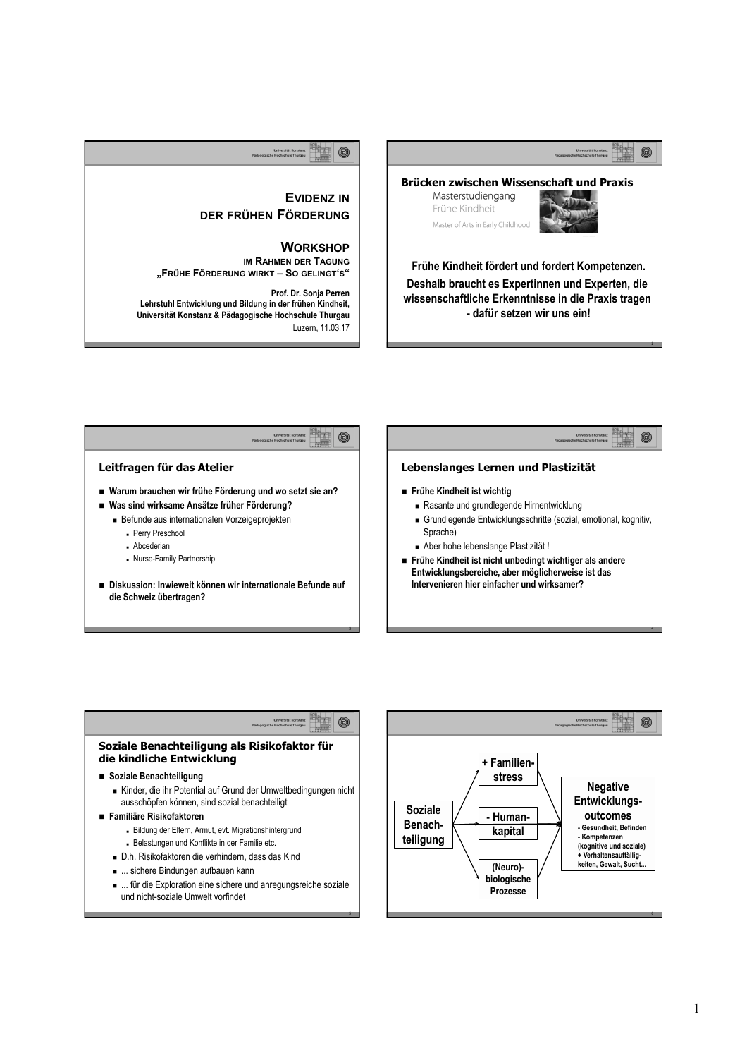# EVIDENZ IN DER FRÜHEN FÖRDERUNG

## WORKSHOP

IM RAHMEN DER TAGUNG „FRÜHE FÖRDERUNG WIRKT – SO GELINGT'S"

**Prof. Dr. Sonja Perren**
**Lehrstuhl Entwicklung und Bildung in der frühen Kindheit, Universität Konstanz & Pädagogische Hochschule Thurgau**

Luzern, 11.03.17

---

## Brücken zwischen Wissenschaft und Praxis

Masterstudiengang
Frühe Kindheit
Master of Arts in Early Childhood

**Frühe Kindheit fördert und fordert Kompetenzen. Deshalb braucht es Expertinnen und Experten, die wissenschaftliche Erkenntnisse in die Praxis tragen - dafür setzen wir uns ein!**

---

## Leitfragen für das Atelier

- **Warum brauchen wir frühe Förderung und wo setzt sie an?**
- **Was sind wirksame Ansätze früher Förderung?**
  - Befunde aus internationalen Vorzeigeprojekten
    - Perry Preschool
    - Abcederian
    - Nurse-Family Partnership
- **Diskussion: Inwieweit können wir internationale Befunde auf die Schweiz übertragen?**

---

## Lebenslanges Lernen und Plastizität

- **Frühe Kindheit ist wichtig**
  - Rasante und grundlegende Hirnentwicklung
  - Grundlegende Entwicklungsschritte (sozial, emotional, kognitiv, Sprache)
  - Aber hohe lebenslange Plastizität !
- **Frühe Kindheit ist nicht unbedingt wichtiger als andere Entwicklungsbereiche, aber möglicherweise ist das Intervenieren hier einfacher und wirksamer?**

---

## Soziale Benachteiligung als Risikofaktor für die kindliche Entwicklung

- **Soziale Benachteiligung**
  - Kinder, die ihr Potential auf Grund der Umweltbedingungen nicht ausschöpfen können, sind sozial benachteiligt
- **Familiäre Risikofaktoren**
  - Bildung der Eltern, Armut, evt. Migrationshintergrund
  - Belastungen und Konflikte in der Familie etc.
  - D.h. Risikofaktoren die verhindern, dass das Kind
  - ... sichere Bindungen aufbauen kann
  - ... für die Exploration eine sichere und anregungsreiche soziale und nicht-soziale Umwelt vorfindet

---

**Soziale Benachteiligung** → **+ Familienstress** / **- Humankapital** / **(Neuro)-biologische Prozesse** → **Negative Entwicklungsoutcomes**
- Gesundheit, Befinden
- Kompetenzen (kognitive und soziale)
+ Verhaltensauffälligkeiten, Gewalt, Sucht...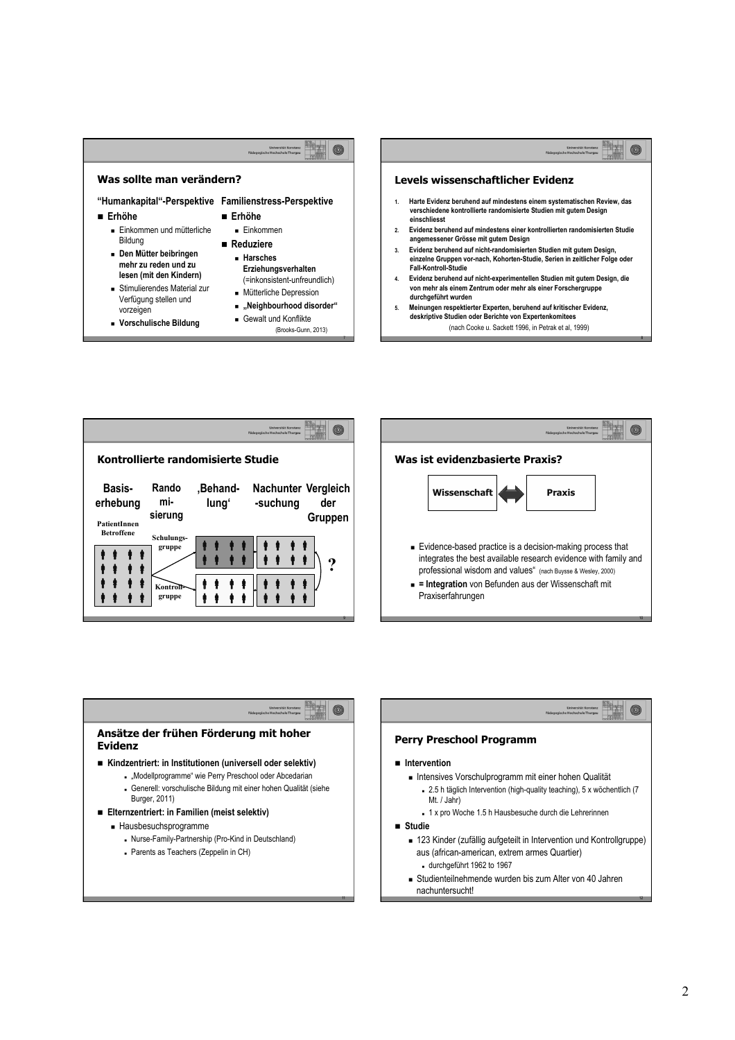## Was sollte man verändern?

**"Humankapital"-Perspektive**

- **Erhöhe**
  - Einkommen und mütterliche Bildung
  - **Den Müttern beibringen mehr zu reden und zu lesen (mit den Kindern)**
  - Stimulierendes Material zur Verfügung stellen und vorzeigen
  - **Vorschulische Bildung**

**Familienstress-Perspektive**

- **Erhöhe**
  - Einkommen
- **Reduziere**
  - **Harsches Erziehungsverhalten** (=inkonsistent-unfreundlich)
  - Mütterliche Depression
  - **„Neighbourhood disorder"**
  - Gewalt und Konflikte

(Brooks-Gunn, 2013)

## Levels wissenschaftlicher Evidenz

1. **Harte Evidenz beruhend auf mindestens einem systematischen Review, das verschiedene kontrollierte randomisierte Studien mit gutem Design einschliesst**
2. **Evidenz beruhend auf mindestens einer kontrollierten randomisierten Studie angemessener Grösse mit gutem Design**
3. **Evidenz beruhend auf nicht-randomisierten Studien mit gutem Design, einzelne Gruppen vor-nach, Kohorten-Studie, Serien in zeitlicher Folge oder Fall-Kontroll-Studie**
4. **Evidenz beruhend auf nicht-experimentellen Studien mit gutem Design, die von mehr als einem Zentrum oder mehr als einer Forschergruppe durchgeführt wurden**
5. **Meinungen respektierter Experten, beruhend auf kritischer Evidenz, deskriptive Studien oder Berichte von Expertenkomitees**

(nach Cooke u. Sackett 1996, in Petrak et al, 1999)

## Kontrollierte randomisierte Studie

**Basiserhebung** – **Randomisierung** – **'Behandlung'** – **Nachuntersuchung** – **Vergleich der Gruppen**

PatientInnen Betroffene

Schulungsgruppe

Kontrollgruppe

?

## Was ist evidenzbasierte Praxis?

**Wissenschaft** ⟷ **Praxis**

- Evidence-based practice is a decision-making process that integrates the best available research evidence with family and professional wisdom and values" (nach Buysse & Wesley, 2000)
- **= Integration** von Befunden aus der Wissenschaft mit Praxiserfahrungen

## Ansätze der frühen Förderung mit hoher Evidenz

- **Kindzentriert: in Institutionen (universell oder selektiv)**
  - „Modellprogramme" wie Perry Preschool oder Abcedarian
  - Generell: vorschulische Bildung mit einer hohen Qualität (siehe Burger, 2011)
- **Elternzentriert: in Familien (meist selektiv)**
  - Hausbesuchsprogramme
    - Nurse-Family-Partnership (Pro-Kind in Deutschland)
    - Parents as Teachers (Zeppelin in CH)

## Perry Preschool Programm

- **Intervention**
  - Intensives Vorschulprogramm mit einer hohen Qualität
    - 2.5 h täglich Intervention (high-quality teaching), 5 x wöchentlich (7 Mt. / Jahr)
    - 1 x pro Woche 1.5 h Hausbesuche durch die Lehrerinnen
- **Studie**
  - 123 Kinder (zufällig aufgeteilt in Intervention und Kontrollgruppe) aus (african-american, extrem armes Quartier)
    - durchgeführt 1962 to 1967
  - Studienteilnehmende wurden bis zum Alter von 40 Jahren nachuntersucht!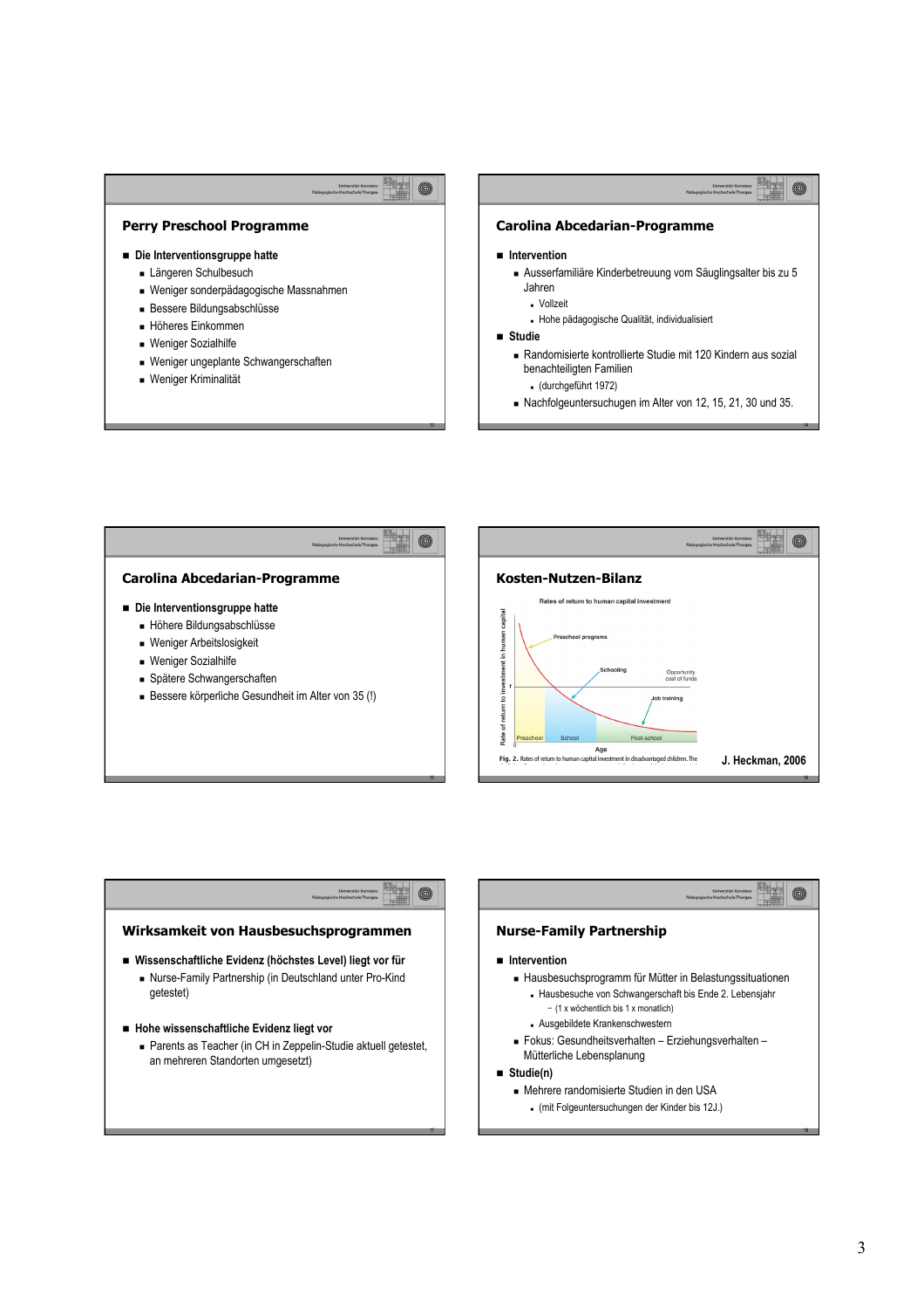## Perry Preschool Programme

- **Die Interventionsgruppe hatte**
  - Längeren Schulbesuch
  - Weniger sonderpädagogische Massnahmen
  - Bessere Bildungsabschlüsse
  - Höheres Einkommen
  - Weniger Sozialhilfe
  - Weniger ungeplante Schwangerschaften
  - Weniger Kriminalität

## Carolina Abcedarian-Programme

- **Intervention**
  - Ausserfamiliäre Kinderbetreuung vom Säuglingsalter bis zu 5 Jahren
    - Vollzeit
    - Hohe pädagogische Qualität, individualisiert
- **Studie**
  - Randomisierte kontrollierte Studie mit 120 Kindern aus sozial benachteiligten Familien
    - (durchgeführt 1972)
  - Nachfolgeuntersuchungen im Alter von 12, 15, 21, 30 und 35.

## Carolina Abcedarian-Programme

- **Die Interventionsgruppe hatte**
  - Höhere Bildungsabschlüsse
  - Weniger Arbeitslosigkeit
  - Weniger Sozialhilfe
  - Spätere Schwangerschaften
  - Bessere körperliche Gesundheit im Alter von 35 (!)

## Kosten-Nutzen-Bilanz

Rates of return to human capital investment

Rate of return to investment in human capital

Preschool programs

Schooling

Opportunity cost of funds

r

Job training

Preschool | School | Post-school

0 Age

Fig. 2. Rates of return to human capital investment in disadvantaged children. The

J. Heckman, 2006

## Wirksamkeit von Hausbesuchsprogrammen

- **Wissenschaftliche Evidenz (höchstes Level) liegt vor für**
  - Nurse-Family Partnership (in Deutschland unter Pro-Kind getestet)
- **Hohe wissenschaftliche Evidenz liegt vor**
  - Parents as Teacher (in CH in Zeppelin-Studie aktuell getestet, an mehreren Standorten umgesetzt)

## Nurse-Family Partnership

- **Intervention**
  - Hausbesuchsprogramm für Mütter in Belastungssituationen
    - Hausbesuche von Schwangerschaft bis Ende 2. Lebensjahr
      - (1 x wöchentlich bis 1 x monatlich)
    - Ausgebildete Krankenschwestern
  - Fokus: Gesundheitsverhalten – Erziehungsverhalten – Mütterliche Lebensplanung
- **Studie(n)**
  - Mehrere randomisierte Studien in den USA
    - (mit Folgeuntersuchungen der Kinder bis 12J.)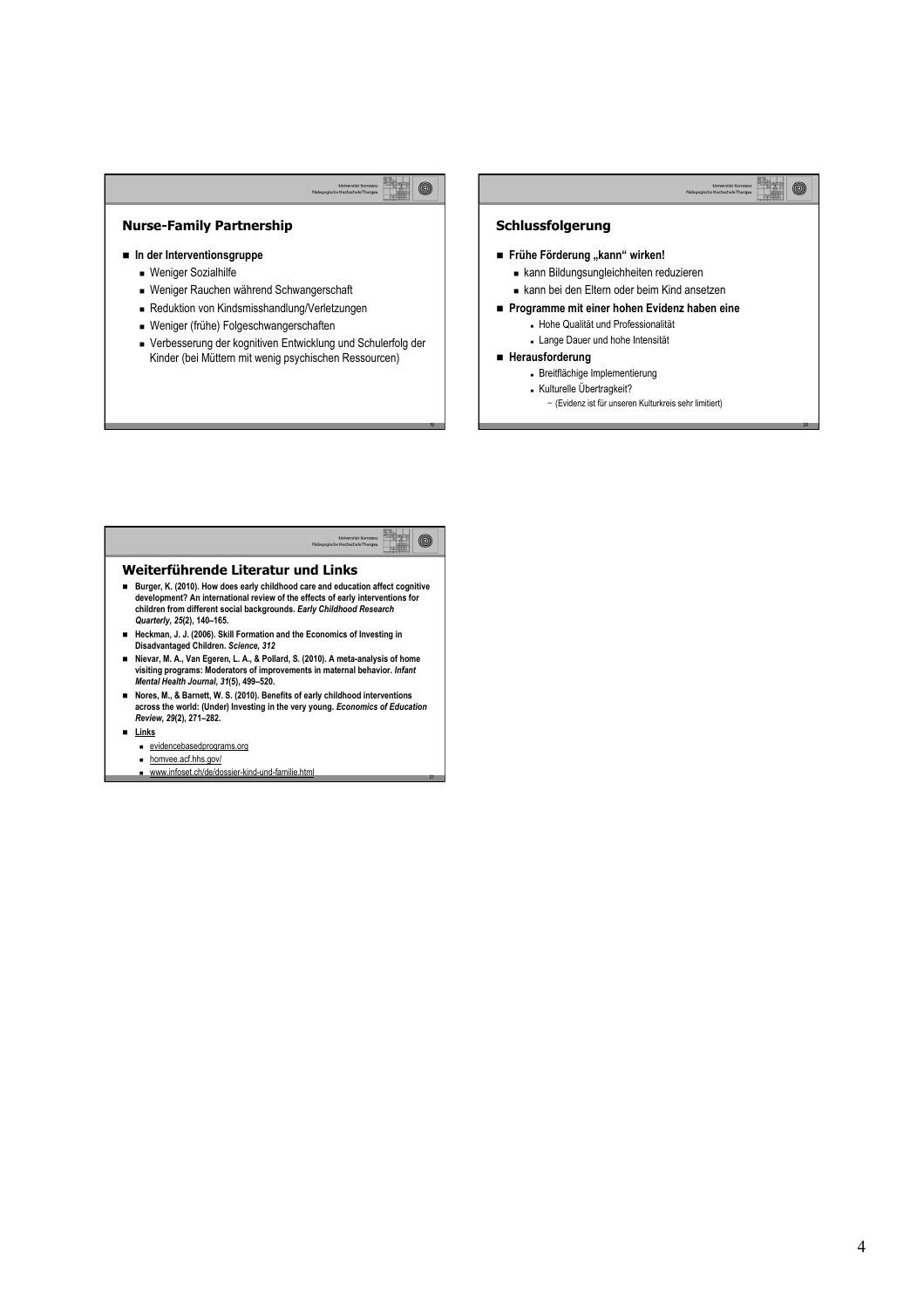## Nurse-Family Partnership

- **In der Interventionsgruppe**
  - Weniger Sozialhilfe
  - Weniger Rauchen während Schwangerschaft
  - Reduktion von Kindsmisshandlung/Verletzungen
  - Weniger (frühe) Folgeschwangerschaften
  - Verbesserung der kognitiven Entwicklung und Schulerfolg der Kinder (bei Müttern mit wenig psychischen Ressourcen)

## Schlussfolgerung

- **Frühe Förderung „kann" wirken!**
  - kann Bildungsungleichheiten reduzieren
  - kann bei den Eltern oder beim Kind ansetzen
- **Programme mit einer hohen Evidenz haben eine**
  - Hohe Qualität und Professionalität
  - Lange Dauer und hohe Intensität
- **Herausforderung**
  - Breitflächige Implementierung
  - Kulturelle Übertragkeit?
    - (Evidenz ist für unseren Kulturkreis sehr limitiert)

## Weiterführende Literatur und Links

- **Burger, K. (2010). How does early childhood care and education affect cognitive development? An international review of the effects of early interventions for children from different social backgrounds. *Early Childhood Research Quarterly*, *25*(2), 140–165.**
- **Heckman, J. J. (2006). Skill Formation and the Economics of Investing in Disadvantaged Children. *Science, 312***
- **Nievar, M. A., Van Egeren, L. A., & Pollard, S. (2010). A meta-analysis of home visiting programs: Moderators of improvements in maternal behavior. *Infant Mental Health Journal*, *31*(5), 499–520.**
- **Nores, M., & Barnett, W. S. (2010). Benefits of early childhood interventions across the world: (Under) Investing in the very young. *Economics of Education Review*, *29*(2), 271–282.**
- **Links**
  - evidencebasedprograms.org
  - homvee.acf.hhs.gov/
  - www.infoset.ch/de/dossier-kind-und-familie.html